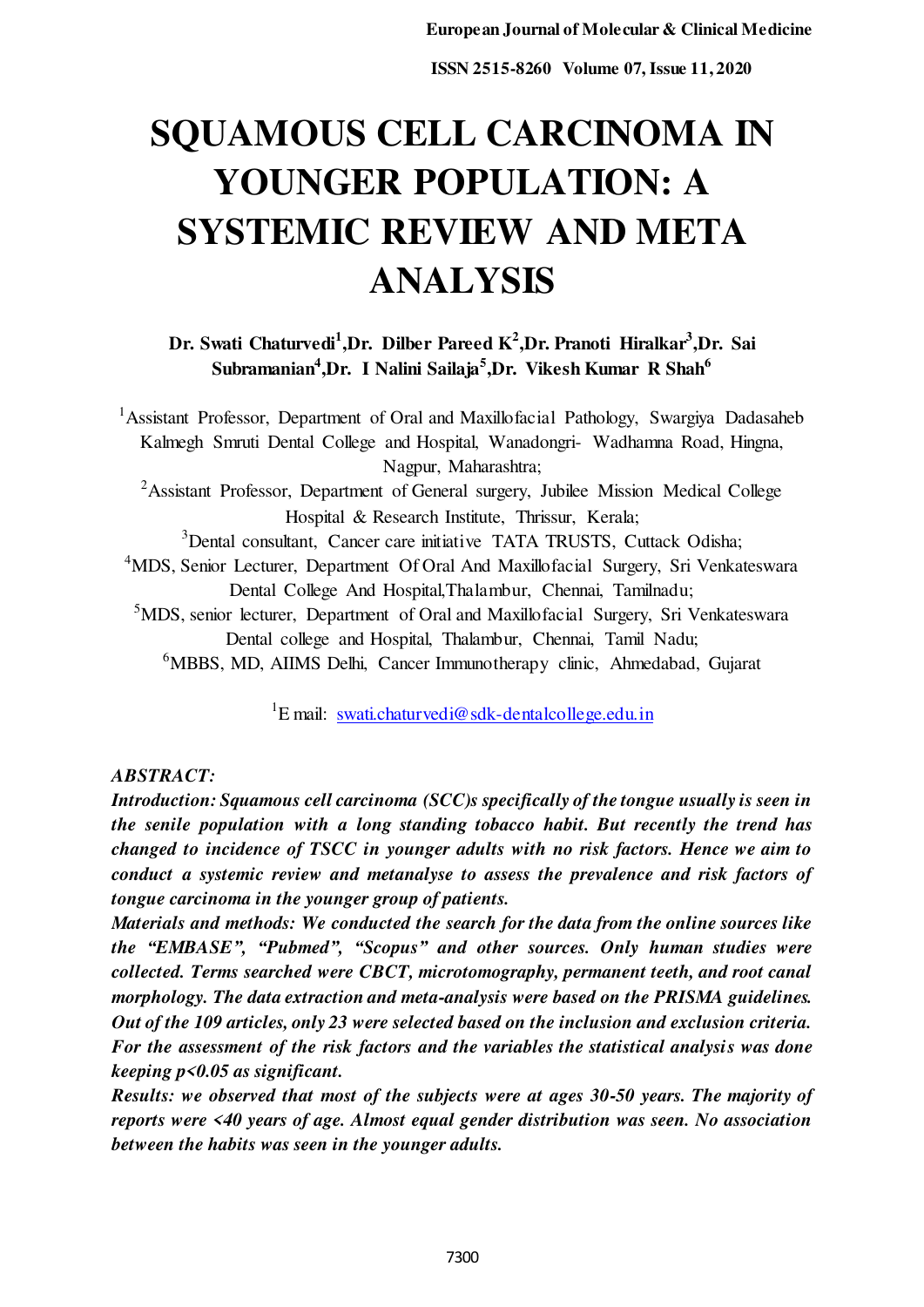# SQUAMOUS CELL CARCINOMA IN YOUNGER POPULATION: A SYSTEMIC REVIEW AND META ANALYSIS

**Dr. Swati Chaturvedi[1],Dr. Dilber Pareed K[2],Dr. Pranoti Hiralkar[3],Dr. Sai Subramanian[4],Dr. I Nalini Sailaja[5],Dr. Vikesh Kumar R Shah[6]**

[1]Assistant Professor, Department of Oral and Maxillofacial Pathology, Swargiya Dadasaheb Kalmegh Smruti Dental College and Hospital, Wanadongri- Wadhamna Road, Hingna, Nagpur, Maharashtra;

[2]Assistant Professor, Department of General surgery, Jubilee Mission Medical College Hospital & Research Institute, Thrissur, Kerala;

[3]Dental consultant, Cancer care initiative TATA TRUSTS, Cuttack Odisha;

[4]MDS, Senior Lecturer, Department Of Oral And Maxillofacial Surgery, Sri Venkateswara Dental College And Hospital,Thalambur, Chennai, Tamilnadu;

[5]MDS, senior lecturer, Department of Oral and Maxillofacial Surgery, Sri Venkateswara Dental college and Hospital, Thalambur, Chennai, Tamil Nadu;

[6]MBBS, MD, AIIMS Delhi, Cancer Immunotherapy clinic, Ahmedabad, Gujarat

[1]E mail: swati.chaturvedi@sdk-dentalcollege.edu.in

***ABSTRACT:***

***Introduction: Squamous cell carcinoma (SCC)s specifically of the tongue usually is seen in the senile population with a long standing tobacco habit. But recently the trend has changed to incidence of TSCC in younger adults with no risk factors. Hence we aim to conduct a systemic review and metanalyse to assess the prevalence and risk factors of tongue carcinoma in the younger group of patients.***

***Materials and methods: We conducted the search for the data from the online sources like the "EMBASE", "Pubmed", "Scopus" and other sources. Only human studies were collected. Terms searched were CBCT, microtomography, permanent teeth, and root canal morphology. The data extraction and meta-analysis were based on the PRISMA guidelines. Out of the 109 articles, only 23 were selected based on the inclusion and exclusion criteria. For the assessment of the risk factors and the variables the statistical analysis was done keeping $p<0.05$ as significant.***

***Results: we observed that most of the subjects were at ages 30-50 years. The majority of reports were <40 years of age. Almost equal gender distribution was seen. No association between the habits was seen in the younger adults.***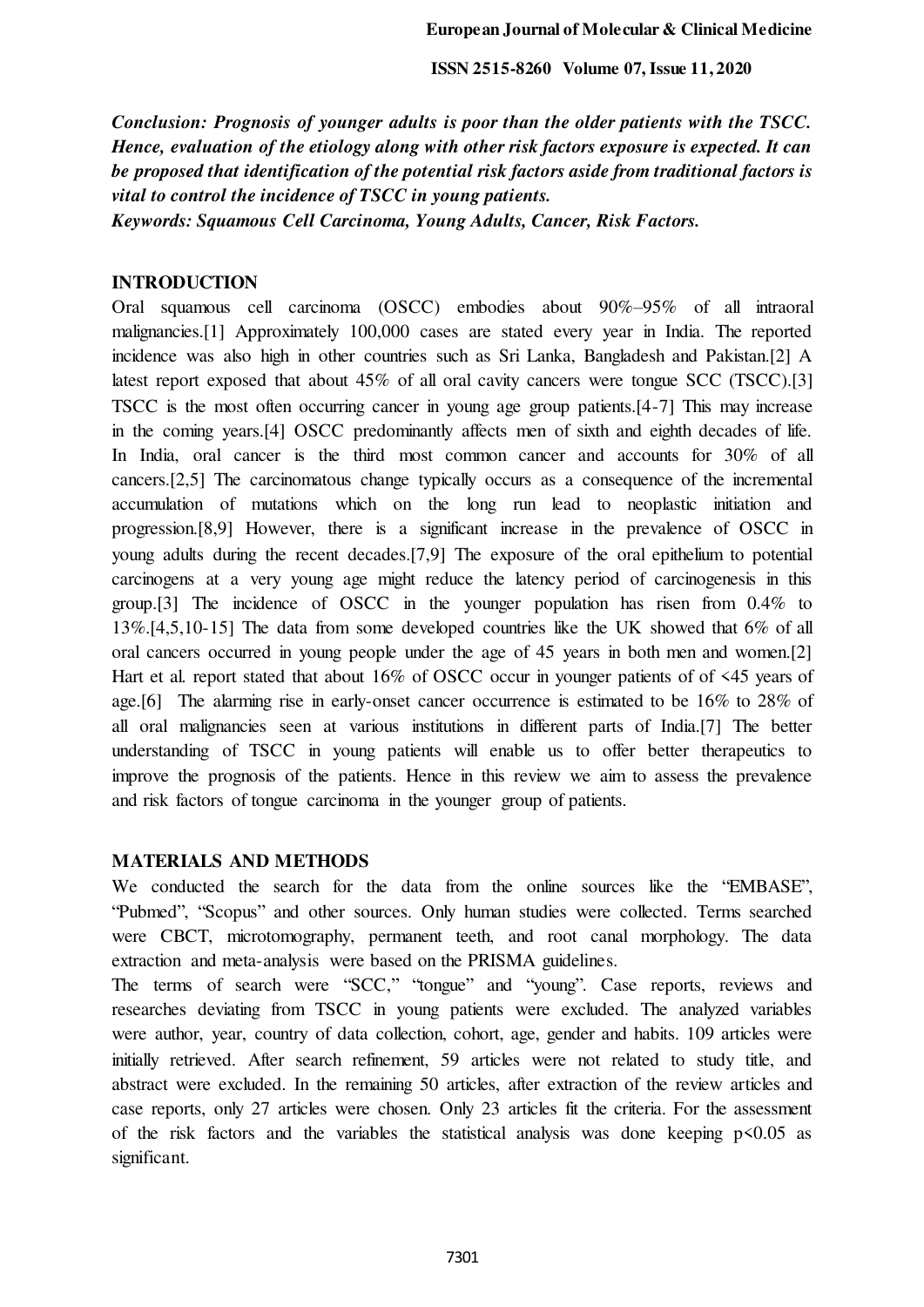***Conclusion: Prognosis of younger adults is poor than the older patients with the TSCC. Hence, evaluation of the etiology along with other risk factors exposure is expected. It can be proposed that identification of the potential risk factors aside from traditional factors is vital to control the incidence of TSCC in young patients.***

***Keywords: Squamous Cell Carcinoma, Young Adults, Cancer, Risk Factors.***

## INTRODUCTION

Oral squamous cell carcinoma (OSCC) embodies about 90%–95% of all intraoral malignancies.[1] Approximately 100,000 cases are stated every year in India. The reported incidence was also high in other countries such as Sri Lanka, Bangladesh and Pakistan.[2] A latest report exposed that about 45% of all oral cavity cancers were tongue SCC (TSCC).[3] TSCC is the most often occurring cancer in young age group patients.[4-7] This may increase in the coming years.[4] OSCC predominantly affects men of sixth and eighth decades of life. In India, oral cancer is the third most common cancer and accounts for 30% of all cancers.[2,5] The carcinomatous change typically occurs as a consequence of the incremental accumulation of mutations which on the long run lead to neoplastic initiation and progression.[8,9] However, there is a significant increase in the prevalence of OSCC in young adults during the recent decades.[7,9] The exposure of the oral epithelium to potential carcinogens at a very young age might reduce the latency period of carcinogenesis in this group.[3] The incidence of OSCC in the younger population has risen from 0.4% to 13%.[4,5,10-15] The data from some developed countries like the UK showed that 6% of all oral cancers occurred in young people under the age of 45 years in both men and women.[2] Hart et al. report stated that about 16% of OSCC occur in younger patients of of <45 years of age.[6] The alarming rise in early-onset cancer occurrence is estimated to be 16% to 28% of all oral malignancies seen at various institutions in different parts of India.[7] The better understanding of TSCC in young patients will enable us to offer better therapeutics to improve the prognosis of the patients. Hence in this review we aim to assess the prevalence and risk factors of tongue carcinoma in the younger group of patients.

## MATERIALS AND METHODS

We conducted the search for the data from the online sources like the "EMBASE", "Pubmed", "Scopus" and other sources. Only human studies were collected. Terms searched were CBCT, microtomography, permanent teeth, and root canal morphology. The data extraction and meta-analysis were based on the PRISMA guidelines.

The terms of search were "SCC," "tongue" and "young". Case reports, reviews and researches deviating from TSCC in young patients were excluded. The analyzed variables were author, year, country of data collection, cohort, age, gender and habits. 109 articles were initially retrieved. After search refinement, 59 articles were not related to study title, and abstract were excluded. In the remaining 50 articles, after extraction of the review articles and case reports, only 27 articles were chosen. Only 23 articles fit the criteria. For the assessment of the risk factors and the variables the statistical analysis was done keeping $p<0.05$ as significant.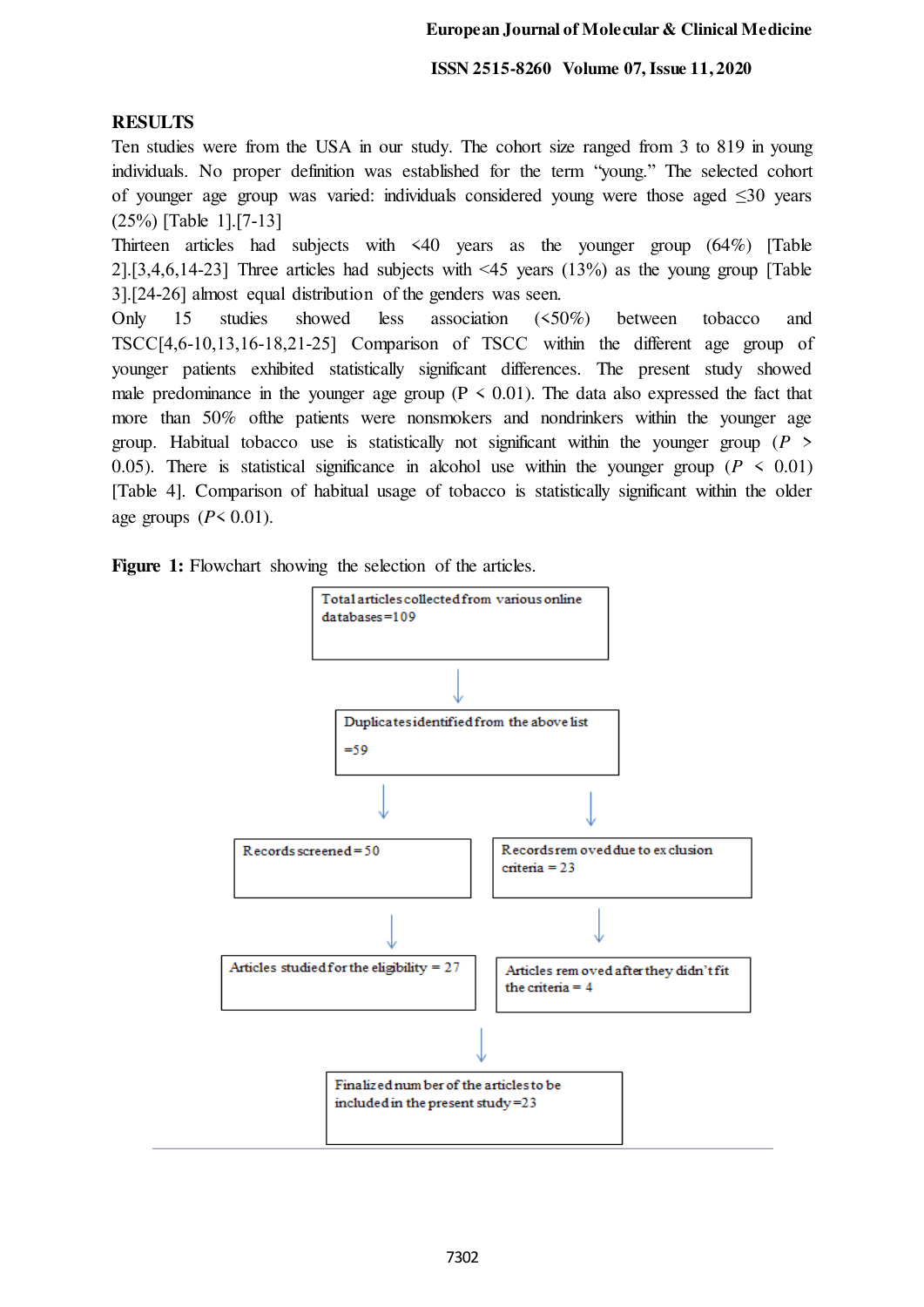## RESULTS

Ten studies were from the USA in our study. The cohort size ranged from 3 to 819 in young individuals. No proper definition was established for the term "young." The selected cohort of younger age group was varied: individuals considered young were those aged ≤30 years (25%) [Table 1].[7-13]

Thirteen articles had subjects with <40 years as the younger group (64%) [Table 2].[3,4,6,14-23] Three articles had subjects with <45 years (13%) as the young group [Table 3].[24-26] almost equal distribution of the genders was seen.

Only 15 studies showed less association (<50%) between tobacco and TSCC[4,6-10,13,16-18,21-25] Comparison of TSCC within the different age group of younger patients exhibited statistically significant differences. The present study showed male predominance in the younger age group ($P < 0.01$). The data also expressed the fact that more than 50% ofthe patients were nonsmokers and nondrinkers within the younger age group. Habitual tobacco use is statistically not significant within the younger group ($P > 0.05$). There is statistical significance in alcohol use within the younger group ($P < 0.01$) [Table 4]. Comparison of habitual usage of tobacco is statistically significant within the older age groups ($P < 0.01$).

**Figure 1:** Flowchart showing the selection of the articles.

Total articles collected from various online databases=109

↓

Duplicates identified from the above list =59

↓

Records screened = 50 | Records removed due to exclusion criteria = 23

↓

Articles studied for the eligibility = 27 | Articles removed after they didn't fit the criteria = 4

↓

Finalized number of the articles to be included in the present study=23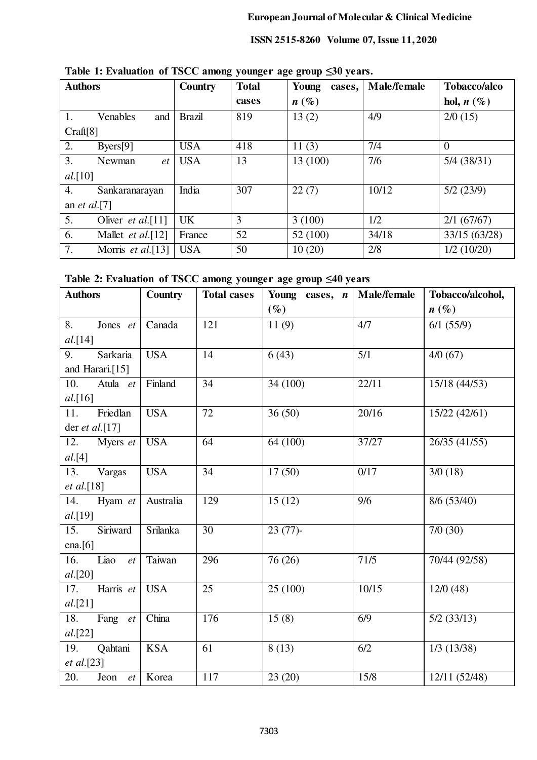**Table 1: Evaluation of TSCC among younger age group ≤30 years.**

| Authors | Country | Total cases | Young cases, *n* (%) | Male/female | Tobacco/alcohol, *n* (%) |
|---|---|---|---|---|---|
| 1. Venables and Craft[8] | Brazil | 819 | 13 (2) | 4/9 | 2/0 (15) |
| 2. Byers[9] | USA | 418 | 11 (3) | 7/4 | 0 |
| 3. Newman *et al*.[10] | USA | 13 | 13 (100) | 7/6 | 5/4 (38/31) |
| 4. Sankaranarayanan *et al*.[7] | India | 307 | 22 (7) | 10/12 | 5/2 (23/9) |
| 5. Oliver *et al*.[11] | UK | 3 | 3 (100) | 1/2 | 2/1 (67/67) |
| 6. Mallet *et al*.[12] | France | 52 | 52 (100) | 34/18 | 33/15 (63/28) |
| 7. Morris *et al*.[13] | USA | 50 | 10 (20) | 2/8 | 1/2 (10/20) |

**Table 2: Evaluation of TSCC among younger age group ≤40 years**

| Authors | Country | Total cases | Young cases, *n* (%) | Male/female | Tobacco/alcohol, *n* (%) |
|---|---|---|---|---|---|
| 8. Jones *et al*.[14] | Canada | 121 | 11 (9) | 4/7 | 6/1 (55/9) |
| 9. Sarkaria and Harari.[15] | USA | 14 | 6 (43) | 5/1 | 4/0 (67) |
| 10. Atula *et al*.[16] | Finland | 34 | 34 (100) | 22/11 | 15/18 (44/53) |
| 11. Friedlander *et al*.[17] | USA | 72 | 36 (50) | 20/16 | 15/22 (42/61) |
| 12. Myers *et al*.[4] | USA | 64 | 64 (100) | 37/27 | 26/35 (41/55) |
| 13. Vargas *et al*.[18] | USA | 34 | 17 (50) | 0/17 | 3/0 (18) |
| 14. Hyam *et al*.[19] | Australia | 129 | 15 (12) | 9/6 | 8/6 (53/40) |
| 15. Siriwardena.[6] | Srilanka | 30 | 23 (77)- | | 7/0 (30) |
| 16. Liao *et al*.[20] | Taiwan | 296 | 76 (26) | 71/5 | 70/44 (92/58) |
| 17. Harris *et al*.[21] | USA | 25 | 25 (100) | 10/15 | 12/0 (48) |
| 18. Fang *et al*.[22] | China | 176 | 15 (8) | 6/9 | 5/2 (33/13) |
| 19. Qahtani *et al*.[23] | KSA | 61 | 8 (13) | 6/2 | 1/3 (13/38) |
| 20. Jeon *et* | Korea | 117 | 23 (20) | 15/8 | 12/11 (52/48) |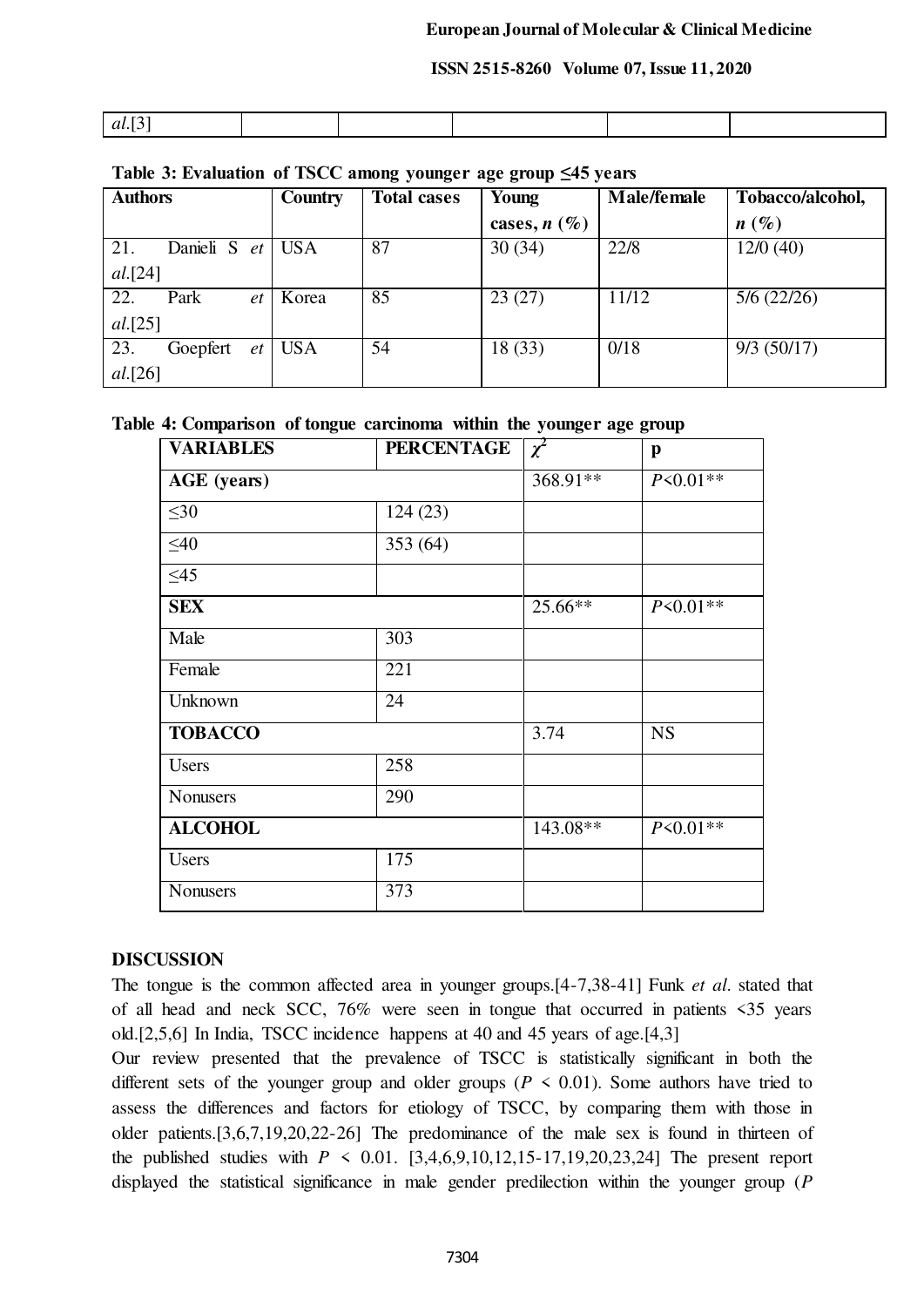| *al*.[3] | | | | | |
|---|---|---|---|---|---|

**Table 3: Evaluation of TSCC among younger age group ≤45 years**

| Authors | Country | Total cases | Young cases, *n* (%) | Male/female | Tobacco/alcohol, *n* (%) |
|---|---|---|---|---|---|
| 21. Danieli S *et al*.[24] | USA | 87 | 30 (34) | 22/8 | 12/0 (40) |
| 22. Park *et al*.[25] | Korea | 85 | 23 (27) | 11/12 | 5/6 (22/26) |
| 23. Goepfert *et al*.[26] | USA | 54 | 18 (33) | 0/18 | 9/3 (50/17) |

**Table 4: Comparison of tongue carcinoma within the younger age group**

| VARIABLES | PERCENTAGE | $\chi^2$ | p |
|---|---|---|---|
| **AGE (years)** | | 368.91** | $P$<0.01** |
| ≤30 | 124 (23) | | |
| ≤40 | 353 (64) | | |
| ≤45 | | | |
| **SEX** | | 25.66** | $P$<0.01** |
| Male | 303 | | |
| Female | 221 | | |
| Unknown | 24 | | |
| **TOBACCO** | | 3.74 | NS |
| Users | 258 | | |
| Nonusers | 290 | | |
| **ALCOHOL** | | 143.08** | $P$<0.01** |
| Users | 175 | | |
| Nonusers | 373 | | |

## DISCUSSION

The tongue is the common affected area in younger groups.[4-7,38-41] Funk *et al*. stated that of all head and neck SCC, 76% were seen in tongue that occurred in patients <35 years old.[2,5,6] In India, TSCC incidence happens at 40 and 45 years of age.[4,3]

Our review presented that the prevalence of TSCC is statistically significant in both the different sets of the younger group and older groups ($P$ < 0.01). Some authors have tried to assess the differences and factors for etiology of TSCC, by comparing them with those in older patients.[3,6,7,19,20,22-26] The predominance of the male sex is found in thirteen of the published studies with $P$ < 0.01. [3,4,6,9,10,12,15-17,19,20,23,24] The present report displayed the statistical significance in male gender predilection within the younger group ($P$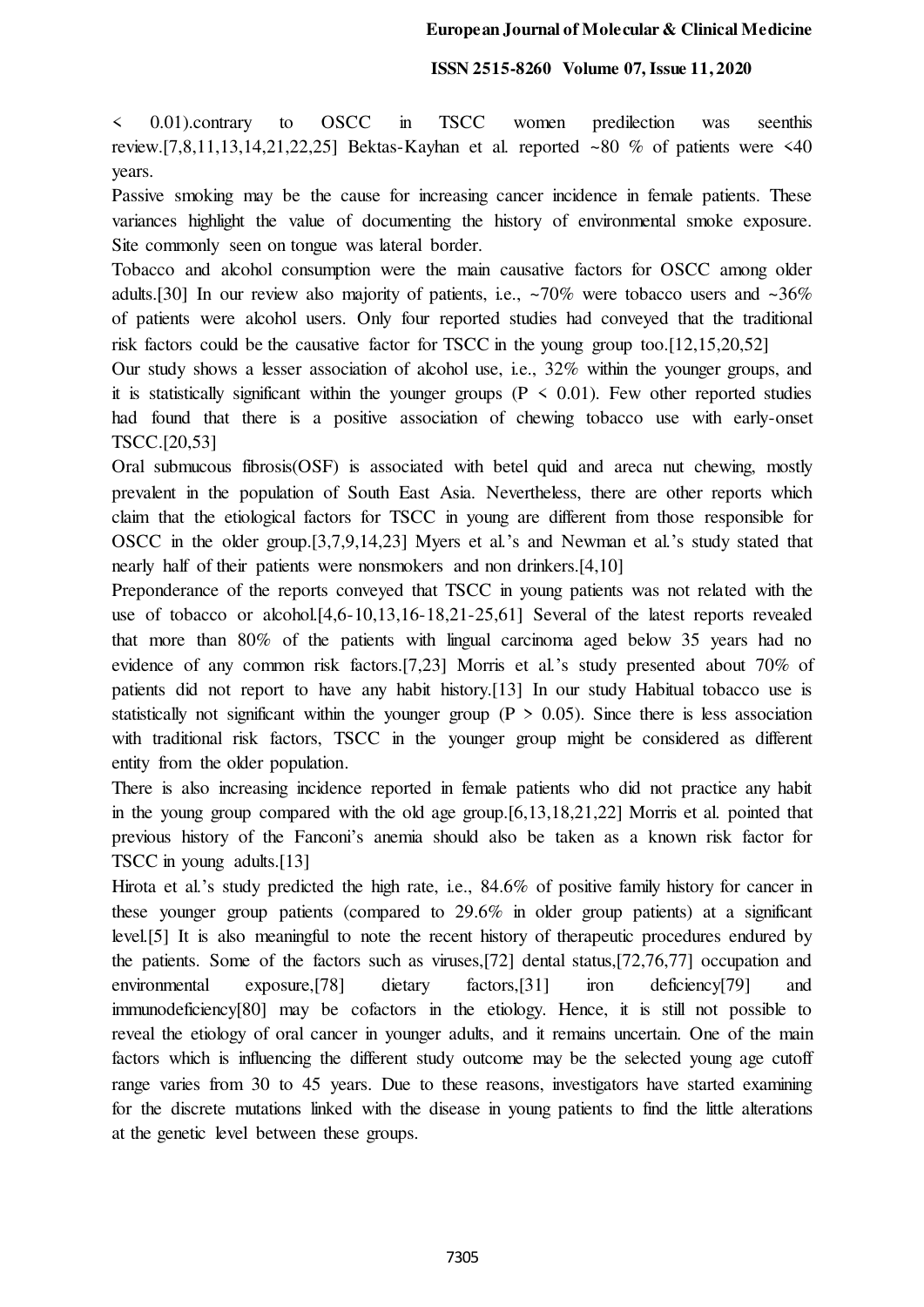< 0.01).contrary to OSCC in TSCC women predilection was seenthis review.[7,8,11,13,14,21,22,25] Bektas-Kayhan et al. reported ~80 % of patients were <40 years.

Passive smoking may be the cause for increasing cancer incidence in female patients. These variances highlight the value of documenting the history of environmental smoke exposure. Site commonly seen on tongue was lateral border.

Tobacco and alcohol consumption were the main causative factors for OSCC among older adults.[30] In our review also majority of patients, i.e., ~70% were tobacco users and ~36% of patients were alcohol users. Only four reported studies had conveyed that the traditional risk factors could be the causative factor for TSCC in the young group too.[12,15,20,52]

Our study shows a lesser association of alcohol use, i.e., 32% within the younger groups, and it is statistically significant within the younger groups ($P < 0.01$). Few other reported studies had found that there is a positive association of chewing tobacco use with early-onset TSCC.[20,53]

Oral submucous fibrosis(OSF) is associated with betel quid and areca nut chewing, mostly prevalent in the population of South East Asia. Nevertheless, there are other reports which claim that the etiological factors for TSCC in young are different from those responsible for OSCC in the older group.[3,7,9,14,23] Myers et al.'s and Newman et al.'s study stated that nearly half of their patients were nonsmokers and non drinkers.[4,10]

Preponderance of the reports conveyed that TSCC in young patients was not related with the use of tobacco or alcohol.[4,6-10,13,16-18,21-25,61] Several of the latest reports revealed that more than 80% of the patients with lingual carcinoma aged below 35 years had no evidence of any common risk factors.[7,23] Morris et al.'s study presented about 70% of patients did not report to have any habit history.[13] In our study Habitual tobacco use is statistically not significant within the younger group ($P > 0.05$). Since there is less association with traditional risk factors, TSCC in the younger group might be considered as different entity from the older population.

There is also increasing incidence reported in female patients who did not practice any habit in the young group compared with the old age group.[6,13,18,21,22] Morris et al. pointed that previous history of the Fanconi's anemia should also be taken as a known risk factor for TSCC in young adults.[13]

Hirota et al.'s study predicted the high rate, i.e., 84.6% of positive family history for cancer in these younger group patients (compared to 29.6% in older group patients) at a significant level.[5] It is also meaningful to note the recent history of therapeutic procedures endured by the patients. Some of the factors such as viruses,[72] dental status,[72,76,77] occupation and environmental exposure,[78] dietary factors,[31] iron deficiency[79] and immunodeficiency[80] may be cofactors in the etiology. Hence, it is still not possible to reveal the etiology of oral cancer in younger adults, and it remains uncertain. One of the main factors which is influencing the different study outcome may be the selected young age cutoff range varies from 30 to 45 years. Due to these reasons, investigators have started examining for the discrete mutations linked with the disease in young patients to find the little alterations at the genetic level between these groups.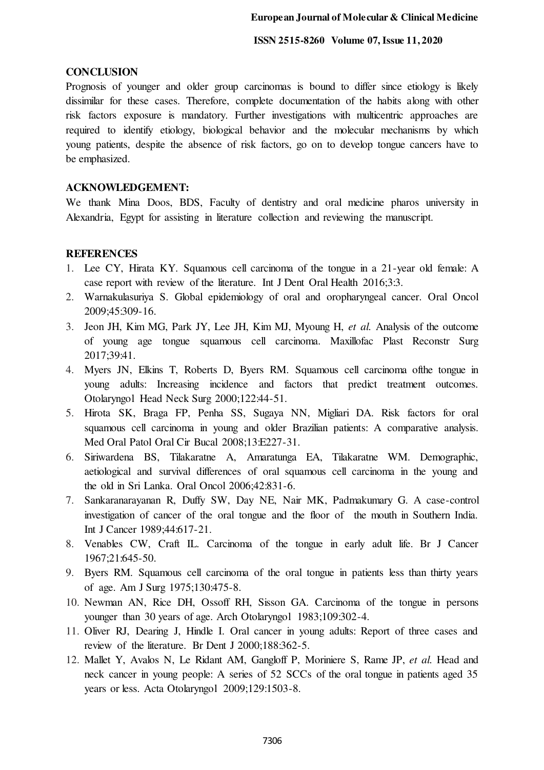## CONCLUSION

Prognosis of younger and older group carcinomas is bound to differ since etiology is likely dissimilar for these cases. Therefore, complete documentation of the habits along with other risk factors exposure is mandatory. Further investigations with multicentric approaches are required to identify etiology, biological behavior and the molecular mechanisms by which young patients, despite the absence of risk factors, go on to develop tongue cancers have to be emphasized.

## ACKNOWLEDGEMENT:

We thank Mina Doos, BDS, Faculty of dentistry and oral medicine pharos university in Alexandria, Egypt for assisting in literature collection and reviewing the manuscript.

## REFERENCES

1. Lee CY, Hirata KY. Squamous cell carcinoma of the tongue in a 21-year old female: A case report with review of the literature. Int J Dent Oral Health 2016;3:3.
2. Warnakulasuriya S. Global epidemiology of oral and oropharyngeal cancer. Oral Oncol 2009;45:309-16.
3. Jeon JH, Kim MG, Park JY, Lee JH, Kim MJ, Myoung H, *et al.* Analysis of the outcome of young age tongue squamous cell carcinoma. Maxillofac Plast Reconstr Surg 2017;39:41.
4. Myers JN, Elkins T, Roberts D, Byers RM. Squamous cell carcinoma ofthe tongue in young adults: Increasing incidence and factors that predict treatment outcomes. Otolaryngol Head Neck Surg 2000;122:44-51.
5. Hirota SK, Braga FP, Penha SS, Sugaya NN, Migliari DA. Risk factors for oral squamous cell carcinoma in young and older Brazilian patients: A comparative analysis. Med Oral Patol Oral Cir Bucal 2008;13:E227-31.
6. Siriwardena BS, Tilakaratne A, Amaratunga EA, Tilakaratne WM. Demographic, aetiological and survival differences of oral squamous cell carcinoma in the young and the old in Sri Lanka. Oral Oncol 2006;42:831-6.
7. Sankaranarayanan R, Duffy SW, Day NE, Nair MK, Padmakumary G. A case-control investigation of cancer of the oral tongue and the floor of the mouth in Southern India. Int J Cancer 1989;44:617-21.
8. Venables CW, Craft IL. Carcinoma of the tongue in early adult life. Br J Cancer 1967;21:645-50.
9. Byers RM. Squamous cell carcinoma of the oral tongue in patients less than thirty years of age. Am J Surg 1975;130:475-8.
10. Newman AN, Rice DH, Ossoff RH, Sisson GA. Carcinoma of the tongue in persons younger than 30 years of age. Arch Otolaryngol 1983;109:302-4.
11. Oliver RJ, Dearing J, Hindle I. Oral cancer in young adults: Report of three cases and review of the literature. Br Dent J 2000;188:362-5.
12. Mallet Y, Avalos N, Le Ridant AM, Gangloff P, Moriniere S, Rame JP, *et al.* Head and neck cancer in young people: A series of 52 SCCs of the oral tongue in patients aged 35 years or less. Acta Otolaryngol 2009;129:1503-8.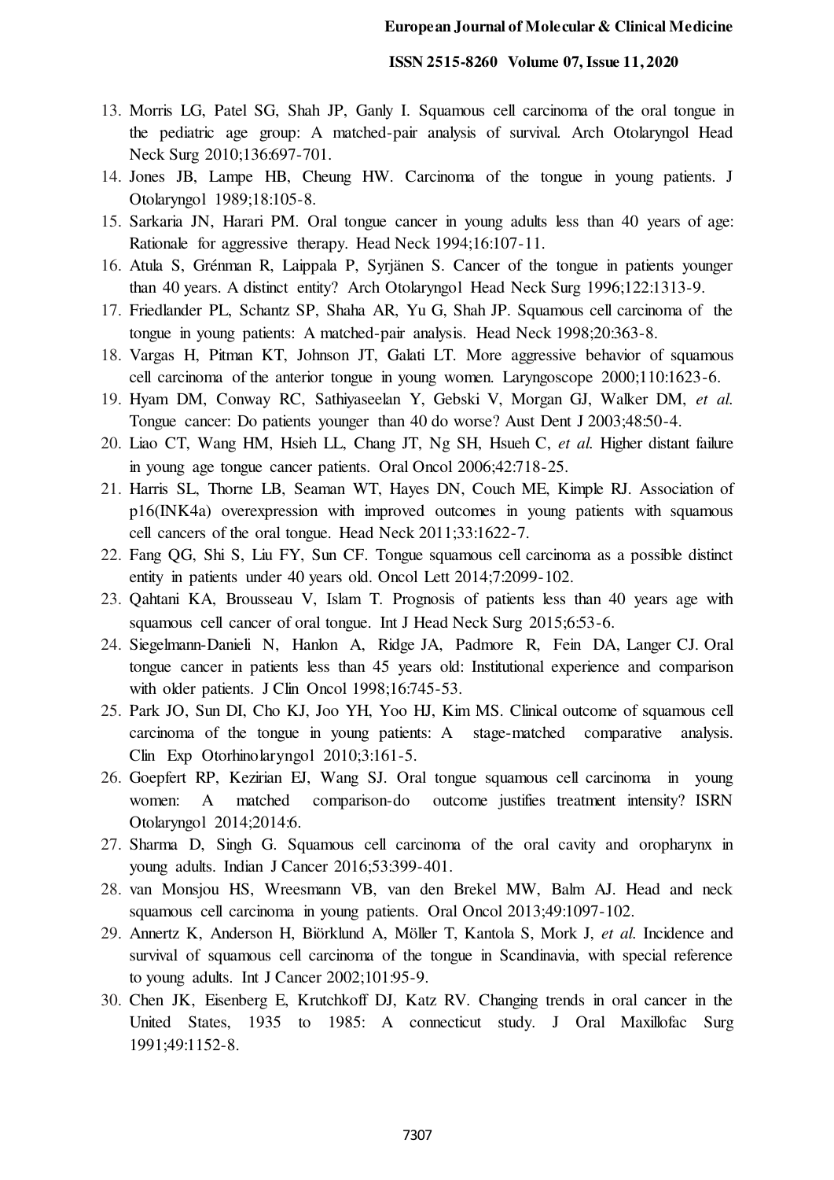13. Morris LG, Patel SG, Shah JP, Ganly I. Squamous cell carcinoma of the oral tongue in the pediatric age group: A matched-pair analysis of survival. Arch Otolaryngol Head Neck Surg 2010;136:697-701.
14. Jones JB, Lampe HB, Cheung HW. Carcinoma of the tongue in young patients. J Otolaryngol 1989;18:105-8.
15. Sarkaria JN, Harari PM. Oral tongue cancer in young adults less than 40 years of age: Rationale for aggressive therapy. Head Neck 1994;16:107-11.
16. Atula S, Grénman R, Laippala P, Syrjänen S. Cancer of the tongue in patients younger than 40 years. A distinct entity? Arch Otolaryngol Head Neck Surg 1996;122:1313-9.
17. Friedlander PL, Schantz SP, Shaha AR, Yu G, Shah JP. Squamous cell carcinoma of the tongue in young patients: A matched-pair analysis. Head Neck 1998;20:363-8.
18. Vargas H, Pitman KT, Johnson JT, Galati LT. More aggressive behavior of squamous cell carcinoma of the anterior tongue in young women. Laryngoscope 2000;110:1623-6.
19. Hyam DM, Conway RC, Sathiyaseelan Y, Gebski V, Morgan GJ, Walker DM, *et al.* Tongue cancer: Do patients younger than 40 do worse? Aust Dent J 2003;48:50-4.
20. Liao CT, Wang HM, Hsieh LL, Chang JT, Ng SH, Hsueh C, *et al.* Higher distant failure in young age tongue cancer patients. Oral Oncol 2006;42:718-25.
21. Harris SL, Thorne LB, Seaman WT, Hayes DN, Couch ME, Kimple RJ. Association of p16(INK4a) overexpression with improved outcomes in young patients with squamous cell cancers of the oral tongue. Head Neck 2011;33:1622-7.
22. Fang QG, Shi S, Liu FY, Sun CF. Tongue squamous cell carcinoma as a possible distinct entity in patients under 40 years old. Oncol Lett 2014;7:2099-102.
23. Qahtani KA, Brousseau V, Islam T. Prognosis of patients less than 40 years age with squamous cell cancer of oral tongue. Int J Head Neck Surg 2015;6:53-6.
24. Siegelmann-Danieli N, Hanlon A, Ridge JA, Padmore R, Fein DA, Langer CJ. Oral tongue cancer in patients less than 45 years old: Institutional experience and comparison with older patients. J Clin Oncol 1998;16:745-53.
25. Park JO, Sun DI, Cho KJ, Joo YH, Yoo HJ, Kim MS. Clinical outcome of squamous cell carcinoma of the tongue in young patients: A stage-matched comparative analysis. Clin Exp Otorhinolaryngol 2010;3:161-5.
26. Goepfert RP, Kezirian EJ, Wang SJ. Oral tongue squamous cell carcinoma in young women: A matched comparison-do outcome justifies treatment intensity? ISRN Otolaryngol 2014;2014:6.
27. Sharma D, Singh G. Squamous cell carcinoma of the oral cavity and oropharynx in young adults. Indian J Cancer 2016;53:399-401.
28. van Monsjou HS, Wreesmann VB, van den Brekel MW, Balm AJ. Head and neck squamous cell carcinoma in young patients. Oral Oncol 2013;49:1097-102.
29. Annertz K, Anderson H, Biörklund A, Möller T, Kantola S, Mork J, *et al.* Incidence and survival of squamous cell carcinoma of the tongue in Scandinavia, with special reference to young adults. Int J Cancer 2002;101:95-9.
30. Chen JK, Eisenberg E, Krutchkoff DJ, Katz RV. Changing trends in oral cancer in the United States, 1935 to 1985: A connecticut study. J Oral Maxillofac Surg 1991;49:1152-8.